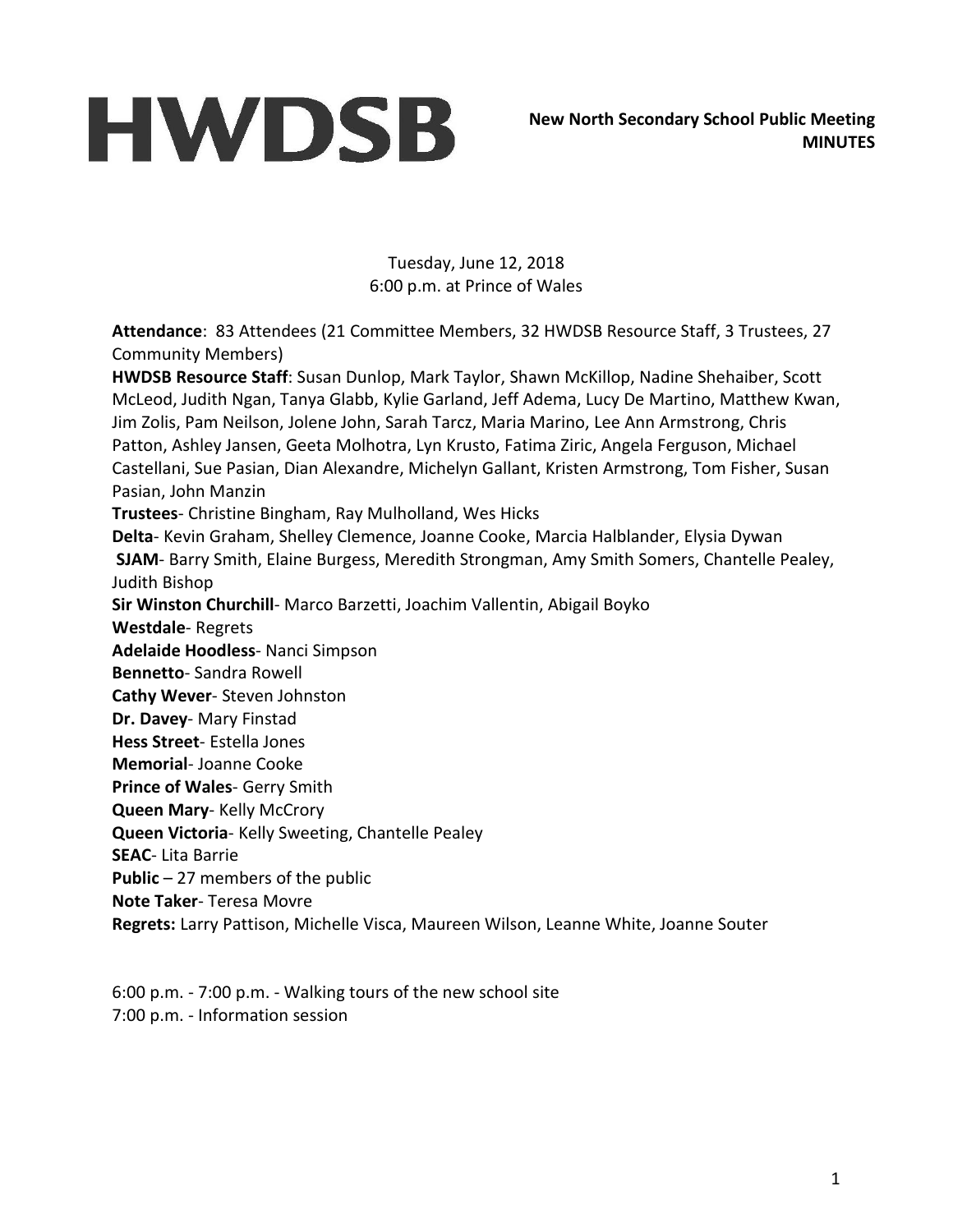# HWDSB

**New North Secondary School Public Meeting MINUTES**

Tuesday, June 12, 2018
6:00 p.m. at Prince of Wales

**Attendance**: 83 Attendees (21 Committee Members, 32 HWDSB Resource Staff, 3 Trustees, 27 Community Members)

**HWDSB Resource Staff**: Susan Dunlop, Mark Taylor, Shawn McKillop, Nadine Shehaiber, Scott McLeod, Judith Ngan, Tanya Glabb, Kylie Garland, Jeff Adema, Lucy De Martino, Matthew Kwan, Jim Zolis, Pam Neilson, Jolene John, Sarah Tarcz, Maria Marino, Lee Ann Armstrong, Chris Patton, Ashley Jansen, Geeta Molhotra, Lyn Krusto, Fatima Ziric, Angela Ferguson, Michael Castellani, Sue Pasian, Dian Alexandre, Michelyn Gallant, Kristen Armstrong, Tom Fisher, Susan Pasian, John Manzin

**Trustees**- Christine Bingham, Ray Mulholland, Wes Hicks

**Delta**- Kevin Graham, Shelley Clemence, Joanne Cooke, Marcia Halblander, Elysia Dywan

**SJAM**- Barry Smith, Elaine Burgess, Meredith Strongman, Amy Smith Somers, Chantelle Pealey, Judith Bishop

**Sir Winston Churchill**- Marco Barzetti, Joachim Vallentin, Abigail Boyko

**Westdale**- Regrets

**Adelaide Hoodless**- Nanci Simpson

**Bennetto**- Sandra Rowell

**Cathy Wever**- Steven Johnston

**Dr. Davey**- Mary Finstad

**Hess Street**- Estella Jones

**Memorial**- Joanne Cooke

**Prince of Wales**- Gerry Smith

**Queen Mary**- Kelly McCrory

**Queen Victoria**- Kelly Sweeting, Chantelle Pealey

**SEAC**- Lita Barrie

**Public** – 27 members of the public

**Note Taker**- Teresa Movre

**Regrets:** Larry Pattison, Michelle Visca, Maureen Wilson, Leanne White, Joanne Souter

6:00 p.m. - 7:00 p.m. - Walking tours of the new school site
7:00 p.m. - Information session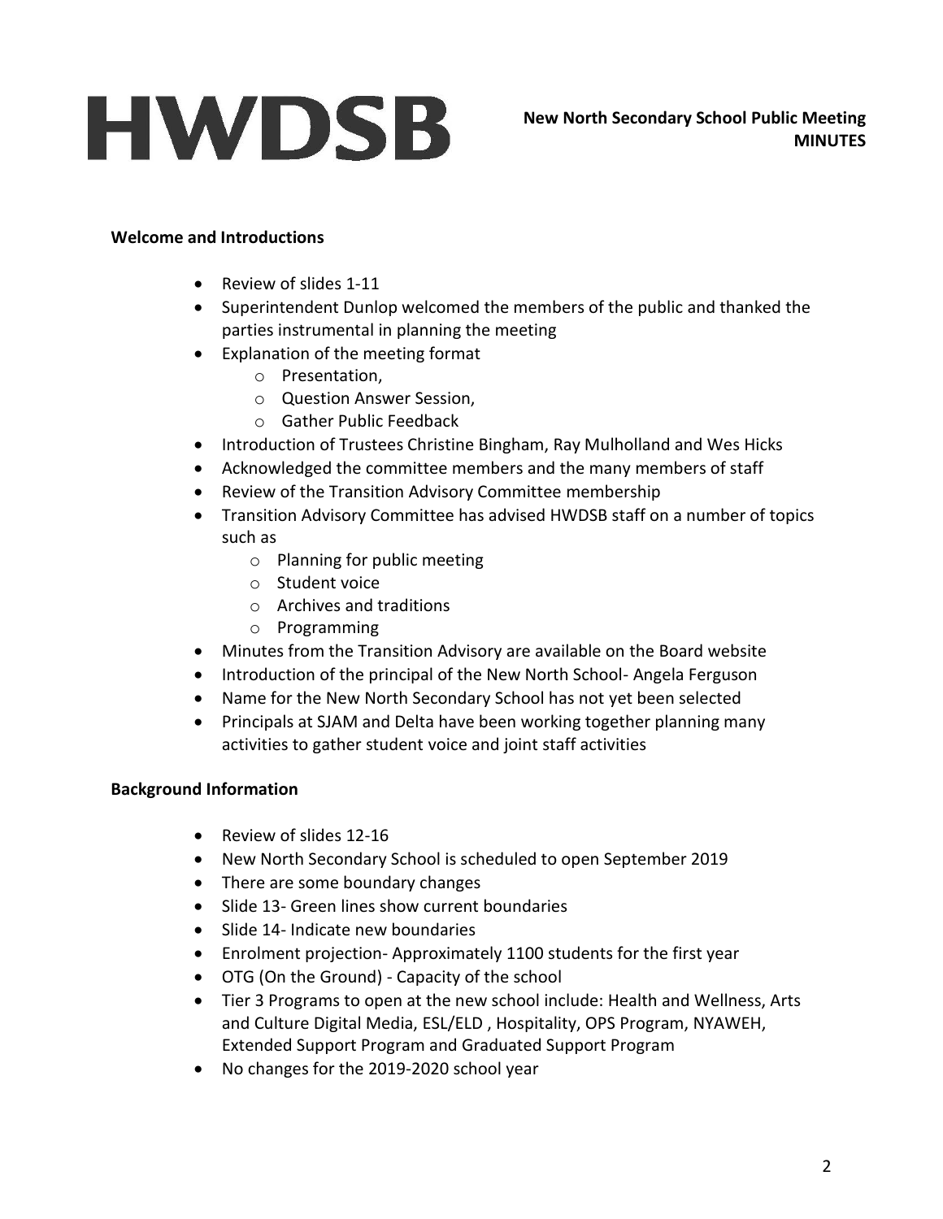## Welcome and Introductions

- Review of slides 1-11
- Superintendent Dunlop welcomed the members of the public and thanked the parties instrumental in planning the meeting
- Explanation of the meeting format
  - Presentation,
  - Question Answer Session,
  - Gather Public Feedback
- Introduction of Trustees Christine Bingham, Ray Mulholland and Wes Hicks
- Acknowledged the committee members and the many members of staff
- Review of the Transition Advisory Committee membership
- Transition Advisory Committee has advised HWDSB staff on a number of topics such as
  - Planning for public meeting
  - Student voice
  - Archives and traditions
  - Programming
- Minutes from the Transition Advisory are available on the Board website
- Introduction of the principal of the New North School- Angela Ferguson
- Name for the New North Secondary School has not yet been selected
- Principals at SJAM and Delta have been working together planning many activities to gather student voice and joint staff activities

## Background Information

- Review of slides 12-16
- New North Secondary School is scheduled to open September 2019
- There are some boundary changes
- Slide 13- Green lines show current boundaries
- Slide 14- Indicate new boundaries
- Enrolment projection- Approximately 1100 students for the first year
- OTG (On the Ground) - Capacity of the school
- Tier 3 Programs to open at the new school include: Health and Wellness, Arts and Culture Digital Media, ESL/ELD , Hospitality, OPS Program, NYAWEH, Extended Support Program and Graduated Support Program
- No changes for the 2019-2020 school year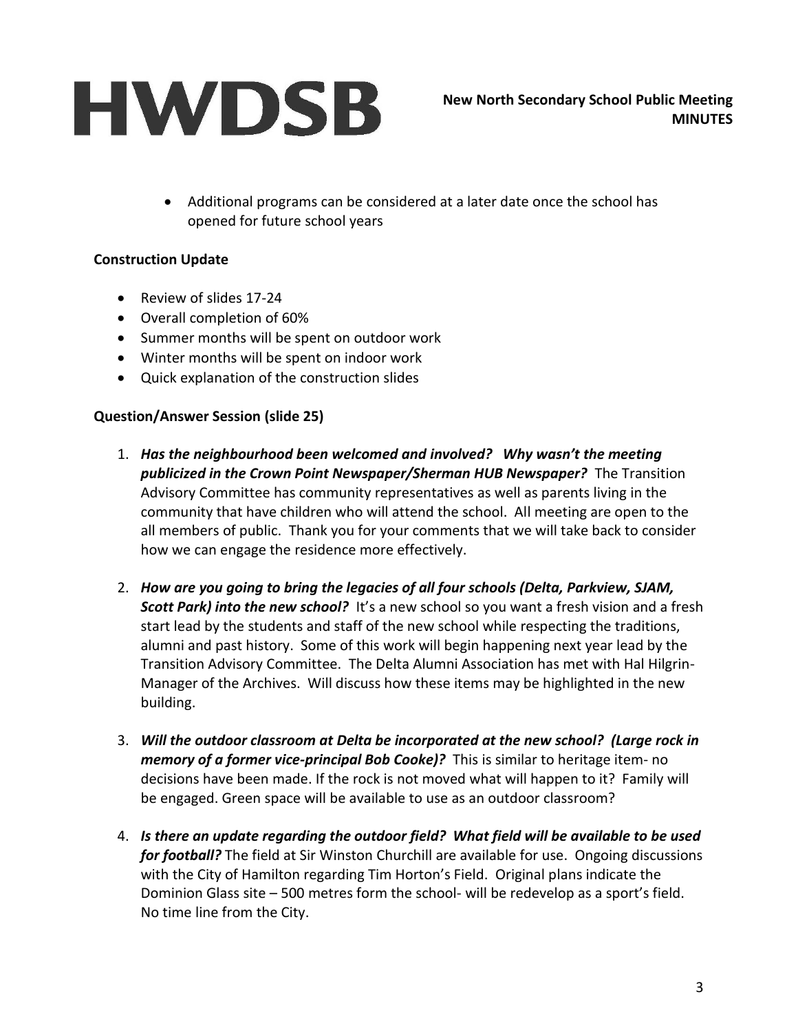- Additional programs can be considered at a later date once the school has opened for future school years

**Construction Update**

- Review of slides 17-24
- Overall completion of 60%
- Summer months will be spent on outdoor work
- Winter months will be spent on indoor work
- Quick explanation of the construction slides

**Question/Answer Session (slide 25)**

1. ***Has the neighbourhood been welcomed and involved? Why wasn't the meeting publicized in the Crown Point Newspaper/Sherman HUB Newspaper?*** The Transition Advisory Committee has community representatives as well as parents living in the community that have children who will attend the school. All meeting are open to the all members of public. Thank you for your comments that we will take back to consider how we can engage the residence more effectively.

2. ***How are you going to bring the legacies of all four schools (Delta, Parkview, SJAM, Scott Park) into the new school?*** It's a new school so you want a fresh vision and a fresh start lead by the students and staff of the new school while respecting the traditions, alumni and past history. Some of this work will begin happening next year lead by the Transition Advisory Committee. The Delta Alumni Association has met with Hal Hilgrin- Manager of the Archives. Will discuss how these items may be highlighted in the new building.

3. ***Will the outdoor classroom at Delta be incorporated at the new school? (Large rock in memory of a former vice-principal Bob Cooke)?*** This is similar to heritage item- no decisions have been made. If the rock is not moved what will happen to it? Family will be engaged. Green space will be available to use as an outdoor classroom?

4. ***Is there an update regarding the outdoor field? What field will be available to be used for football?*** The field at Sir Winston Churchill are available for use. Ongoing discussions with the City of Hamilton regarding Tim Horton's Field. Original plans indicate the Dominion Glass site – 500 metres form the school- will be redevelop as a sport's field. No time line from the City.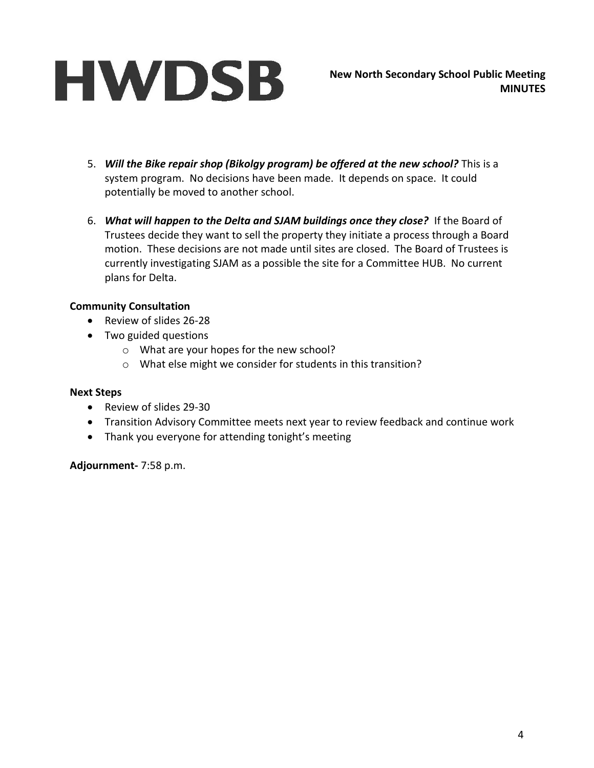5. ***Will the Bike repair shop (Bikolgy program) be offered at the new school?*** This is a system program. No decisions have been made. It depends on space. It could potentially be moved to another school.

6. ***What will happen to the Delta and SJAM buildings once they close?*** If the Board of Trustees decide they want to sell the property they initiate a process through a Board motion. These decisions are not made until sites are closed. The Board of Trustees is currently investigating SJAM as a possible the site for a Committee HUB. No current plans for Delta.

**Community Consultation**

- Review of slides 26-28
- Two guided questions
  - What are your hopes for the new school?
  - What else might we consider for students in this transition?

**Next Steps**

- Review of slides 29-30
- Transition Advisory Committee meets next year to review feedback and continue work
- Thank you everyone for attending tonight's meeting

**Adjournment-** 7:58 p.m.